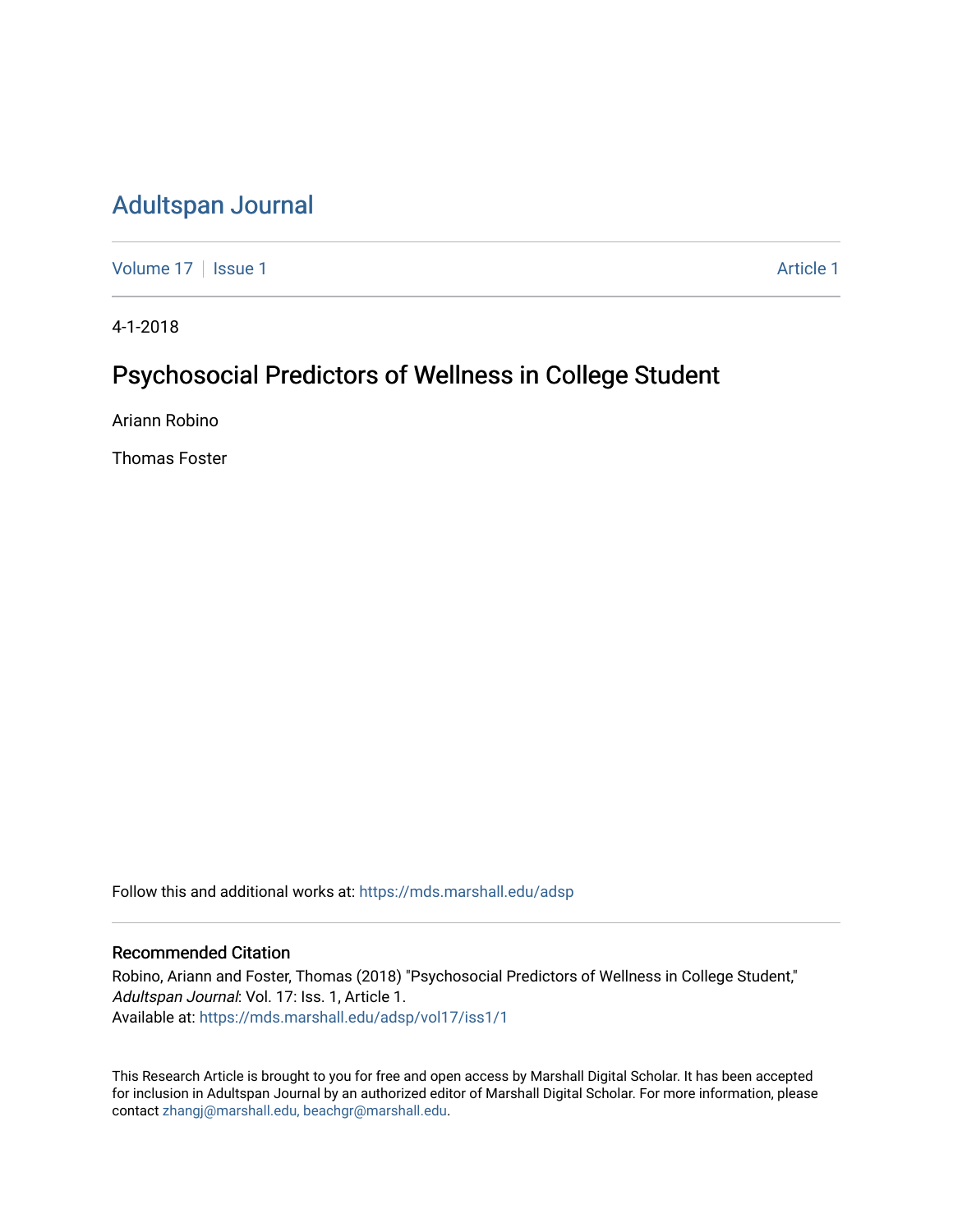# Adultspan Journal

Volume 17 | Issue 1 Article 1

4-1-2018

## Psychosocial Predictors of Wellness in College Student

Ariann Robino

Thomas Foster

Follow this and additional works at: https://mds.marshall.edu/adsp

### Recommended Citation

Robino, Ariann and Foster, Thomas (2018) "Psychosocial Predictors of Wellness in College Student," *Adultspan Journal*: Vol. 17: Iss. 1, Article 1.
Available at: https://mds.marshall.edu/adsp/vol17/iss1/1

This Research Article is brought to you for free and open access by Marshall Digital Scholar. It has been accepted for inclusion in Adultspan Journal by an authorized editor of Marshall Digital Scholar. For more information, please contact zhangj@marshall.edu, beachgr@marshall.edu.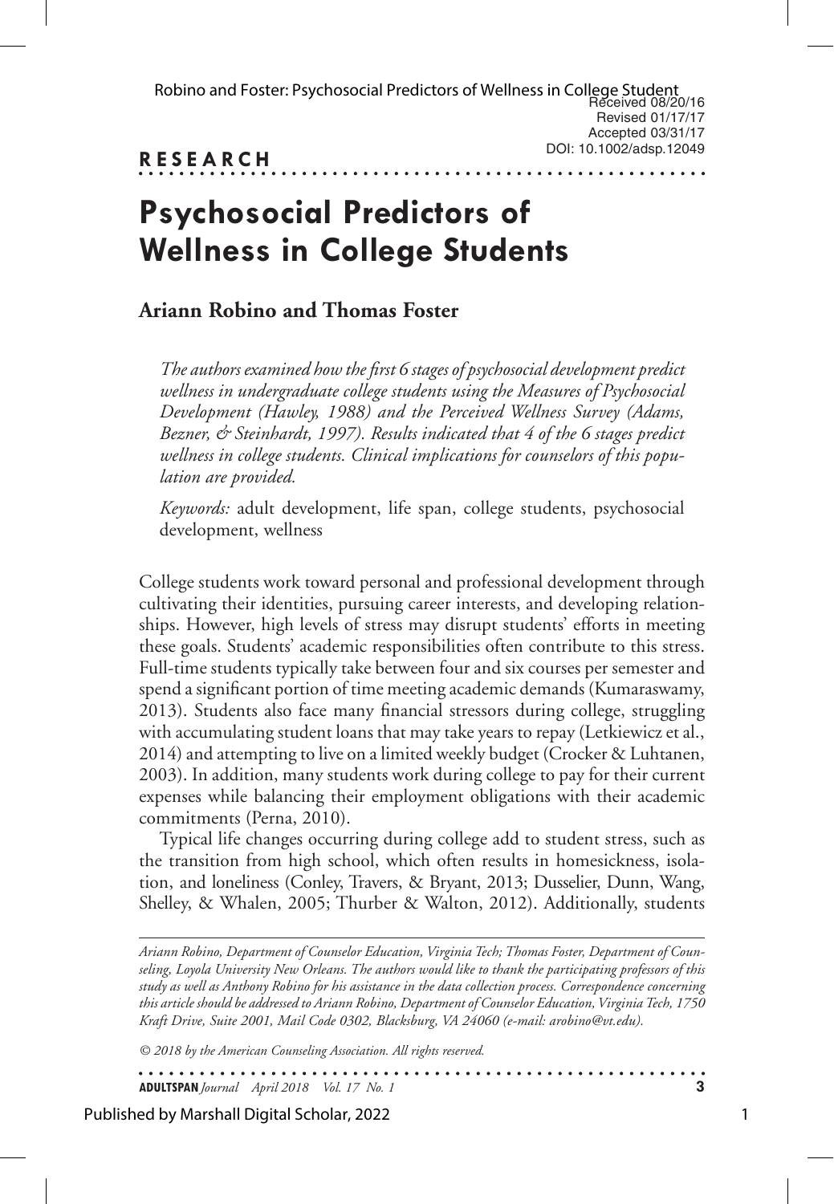Received 08/20/16
Revised 01/17/17
Accepted 03/31/17
DOI: 10.1002/adsp.12049

**RESEARCH**

# Psychosocial Predictors of Wellness in College Students

## Ariann Robino and Thomas Foster

*The authors examined how the first 6 stages of psychosocial development predict wellness in undergraduate college students using the Measures of Psychosocial Development (Hawley, 1988) and the Perceived Wellness Survey (Adams, Bezner, & Steinhardt, 1997). Results indicated that 4 of the 6 stages predict wellness in college students. Clinical implications for counselors of this population are provided.*

*Keywords:* adult development, life span, college students, psychosocial development, wellness

College students work toward personal and professional development through cultivating their identities, pursuing career interests, and developing relationships. However, high levels of stress may disrupt students' efforts in meeting these goals. Students' academic responsibilities often contribute to this stress. Full-time students typically take between four and six courses per semester and spend a significant portion of time meeting academic demands (Kumaraswamy, 2013). Students also face many financial stressors during college, struggling with accumulating student loans that may take years to repay (Letkiewicz et al., 2014) and attempting to live on a limited weekly budget (Crocker & Luhtanen, 2003). In addition, many students work during college to pay for their current expenses while balancing their employment obligations with their academic commitments (Perna, 2010).

Typical life changes occurring during college add to student stress, such as the transition from high school, which often results in homesickness, isolation, and loneliness (Conley, Travers, & Bryant, 2013; Dusselier, Dunn, Wang, Shelley, & Whalen, 2005; Thurber & Walton, 2012). Additionally, students

---

*Ariann Robino, Department of Counselor Education, Virginia Tech; Thomas Foster, Department of Counseling, Loyola University New Orleans. The authors would like to thank the participating professors of this study as well as Anthony Robino for his assistance in the data collection process. Correspondence concerning this article should be addressed to Ariann Robino, Department of Counselor Education, Virginia Tech, 1750 Kraft Drive, Suite 2001, Mail Code 0302, Blacksburg, VA 24060 (e-mail: arobino@vt.edu).*

*© 2018 by the American Counseling Association. All rights reserved.*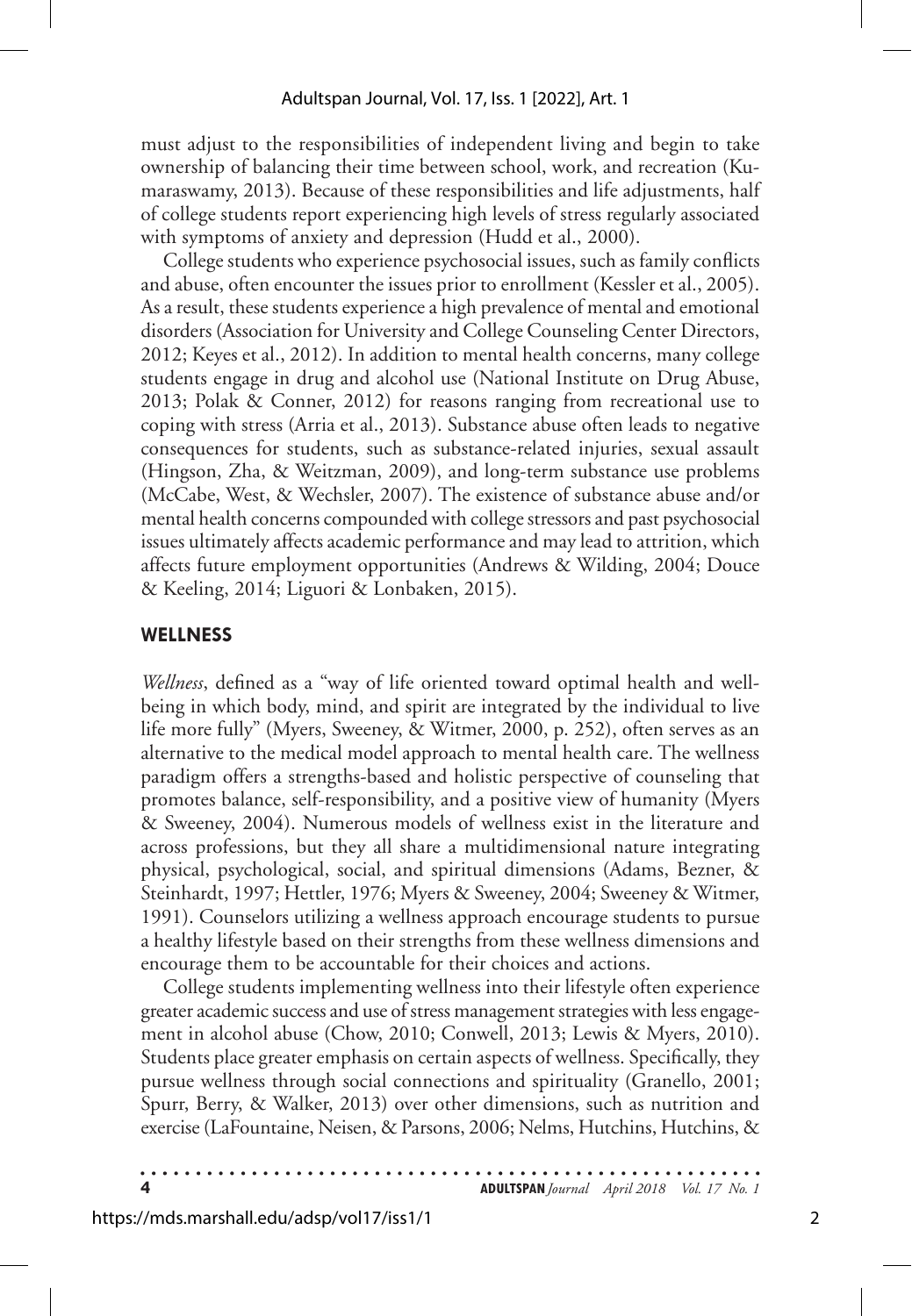must adjust to the responsibilities of independent living and begin to take ownership of balancing their time between school, work, and recreation (Kumaraswamy, 2013). Because of these responsibilities and life adjustments, half of college students report experiencing high levels of stress regularly associated with symptoms of anxiety and depression (Hudd et al., 2000).

College students who experience psychosocial issues, such as family conflicts and abuse, often encounter the issues prior to enrollment (Kessler et al., 2005). As a result, these students experience a high prevalence of mental and emotional disorders (Association for University and College Counseling Center Directors, 2012; Keyes et al., 2012). In addition to mental health concerns, many college students engage in drug and alcohol use (National Institute on Drug Abuse, 2013; Polak & Conner, 2012) for reasons ranging from recreational use to coping with stress (Arria et al., 2013). Substance abuse often leads to negative consequences for students, such as substance-related injuries, sexual assault (Hingson, Zha, & Weitzman, 2009), and long-term substance use problems (McCabe, West, & Wechsler, 2007). The existence of substance abuse and/or mental health concerns compounded with college stressors and past psychosocial issues ultimately affects academic performance and may lead to attrition, which affects future employment opportunities (Andrews & Wilding, 2004; Douce & Keeling, 2014; Liguori & Lonbaken, 2015).

## WELLNESS

*Wellness*, defined as a "way of life oriented toward optimal health and well-being in which body, mind, and spirit are integrated by the individual to live life more fully" (Myers, Sweeney, & Witmer, 2000, p. 252), often serves as an alternative to the medical model approach to mental health care. The wellness paradigm offers a strengths-based and holistic perspective of counseling that promotes balance, self-responsibility, and a positive view of humanity (Myers & Sweeney, 2004). Numerous models of wellness exist in the literature and across professions, but they all share a multidimensional nature integrating physical, psychological, social, and spiritual dimensions (Adams, Bezner, & Steinhardt, 1997; Hettler, 1976; Myers & Sweeney, 2004; Sweeney & Witmer, 1991). Counselors utilizing a wellness approach encourage students to pursue a healthy lifestyle based on their strengths from these wellness dimensions and encourage them to be accountable for their choices and actions.

College students implementing wellness into their lifestyle often experience greater academic success and use of stress management strategies with less engagement in alcohol abuse (Chow, 2010; Conwell, 2013; Lewis & Myers, 2010). Students place greater emphasis on certain aspects of wellness. Specifically, they pursue wellness through social connections and spirituality (Granello, 2001; Spurr, Berry, & Walker, 2013) over other dimensions, such as nutrition and exercise (LaFountaine, Neisen, & Parsons, 2006; Nelms, Hutchins, Hutchins, &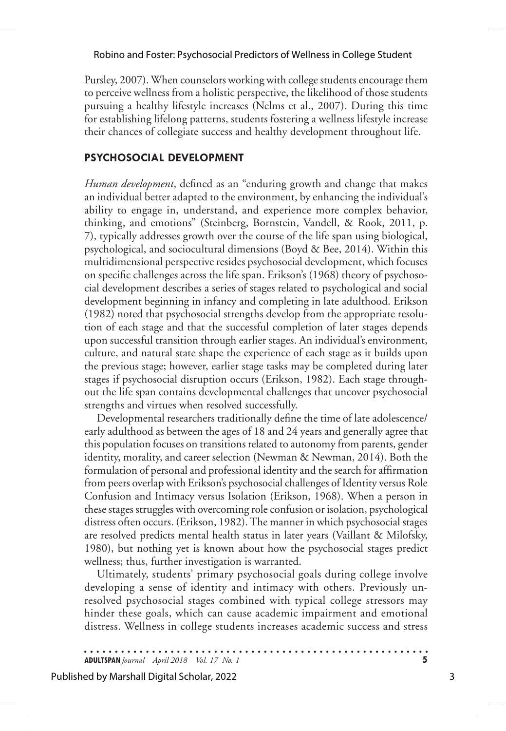Pursley, 2007). When counselors working with college students encourage them to perceive wellness from a holistic perspective, the likelihood of those students pursuing a healthy lifestyle increases (Nelms et al., 2007). During this time for establishing lifelong patterns, students fostering a wellness lifestyle increase their chances of collegiate success and healthy development throughout life.

## PSYCHOSOCIAL DEVELOPMENT

*Human development*, defined as an "enduring growth and change that makes an individual better adapted to the environment, by enhancing the individual's ability to engage in, understand, and experience more complex behavior, thinking, and emotions" (Steinberg, Bornstein, Vandell, & Rook, 2011, p. 7), typically addresses growth over the course of the life span using biological, psychological, and sociocultural dimensions (Boyd & Bee, 2014). Within this multidimensional perspective resides psychosocial development, which focuses on specific challenges across the life span. Erikson's (1968) theory of psychosocial development describes a series of stages related to psychological and social development beginning in infancy and completing in late adulthood. Erikson (1982) noted that psychosocial strengths develop from the appropriate resolution of each stage and that the successful completion of later stages depends upon successful transition through earlier stages. An individual's environment, culture, and natural state shape the experience of each stage as it builds upon the previous stage; however, earlier stage tasks may be completed during later stages if psychosocial disruption occurs (Erikson, 1982). Each stage throughout the life span contains developmental challenges that uncover psychosocial strengths and virtues when resolved successfully.

Developmental researchers traditionally define the time of late adolescence/early adulthood as between the ages of 18 and 24 years and generally agree that this population focuses on transitions related to autonomy from parents, gender identity, morality, and career selection (Newman & Newman, 2014). Both the formulation of personal and professional identity and the search for affirmation from peers overlap with Erikson's psychosocial challenges of Identity versus Role Confusion and Intimacy versus Isolation (Erikson, 1968). When a person in these stages struggles with overcoming role confusion or isolation, psychological distress often occurs. (Erikson, 1982). The manner in which psychosocial stages are resolved predicts mental health status in later years (Vaillant & Milofsky, 1980), but nothing yet is known about how the psychosocial stages predict wellness; thus, further investigation is warranted.

Ultimately, students' primary psychosocial goals during college involve developing a sense of identity and intimacy with others. Previously unresolved psychosocial stages combined with typical college stressors may hinder these goals, which can cause academic impairment and emotional distress. Wellness in college students increases academic success and stress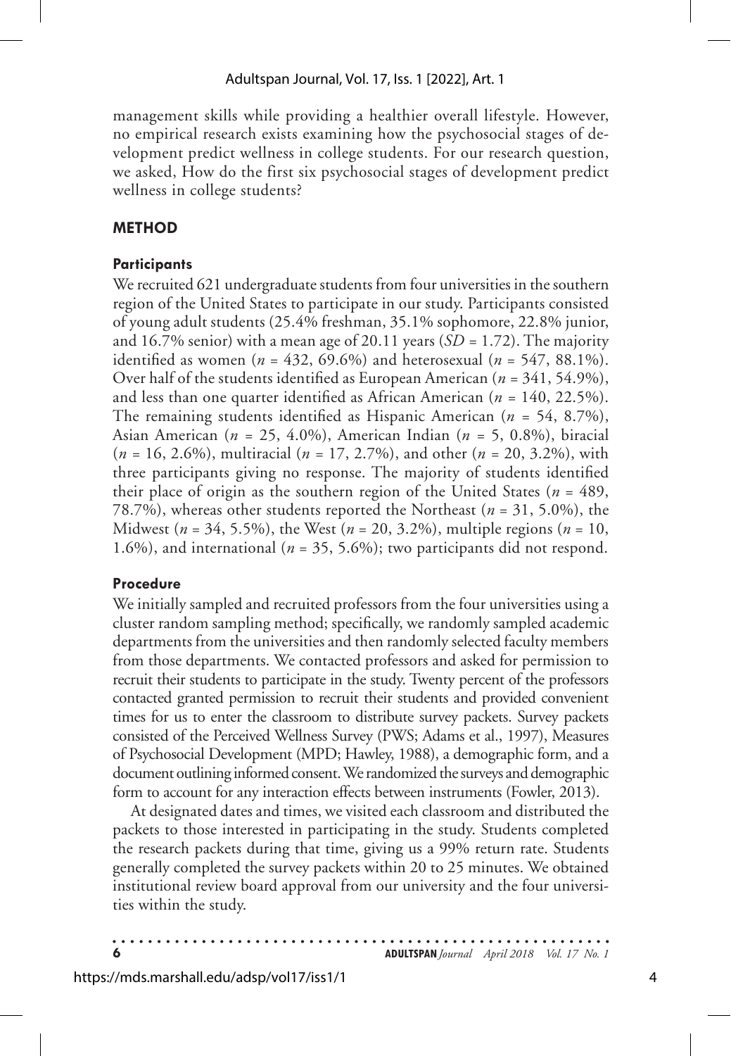management skills while providing a healthier overall lifestyle. However, no empirical research exists examining how the psychosocial stages of development predict wellness in college students. For our research question, we asked, How do the first six psychosocial stages of development predict wellness in college students?

## METHOD

### Participants

We recruited 621 undergraduate students from four universities in the southern region of the United States to participate in our study. Participants consisted of young adult students (25.4% freshman, 35.1% sophomore, 22.8% junior, and 16.7% senior) with a mean age of 20.11 years ($SD$ = 1.72). The majority identified as women ($n$ = 432, 69.6%) and heterosexual ($n$ = 547, 88.1%). Over half of the students identified as European American ($n$ = 341, 54.9%), and less than one quarter identified as African American ($n$ = 140, 22.5%). The remaining students identified as Hispanic American ($n$ = 54, 8.7%), Asian American ($n$ = 25, 4.0%), American Indian ($n$ = 5, 0.8%), biracial ($n$ = 16, 2.6%), multiracial ($n$ = 17, 2.7%), and other ($n$ = 20, 3.2%), with three participants giving no response. The majority of students identified their place of origin as the southern region of the United States ($n$ = 489, 78.7%), whereas other students reported the Northeast ($n$ = 31, 5.0%), the Midwest ($n$ = 34, 5.5%), the West ($n$ = 20, 3.2%), multiple regions ($n$ = 10, 1.6%), and international ($n$ = 35, 5.6%); two participants did not respond.

### Procedure

We initially sampled and recruited professors from the four universities using a cluster random sampling method; specifically, we randomly sampled academic departments from the universities and then randomly selected faculty members from those departments. We contacted professors and asked for permission to recruit their students to participate in the study. Twenty percent of the professors contacted granted permission to recruit their students and provided convenient times for us to enter the classroom to distribute survey packets. Survey packets consisted of the Perceived Wellness Survey (PWS; Adams et al., 1997), Measures of Psychosocial Development (MPD; Hawley, 1988), a demographic form, and a document outlining informed consent. We randomized the surveys and demographic form to account for any interaction effects between instruments (Fowler, 2013).

At designated dates and times, we visited each classroom and distributed the packets to those interested in participating in the study. Students completed the research packets during that time, giving us a 99% return rate. Students generally completed the survey packets within 20 to 25 minutes. We obtained institutional review board approval from our university and the four universities within the study.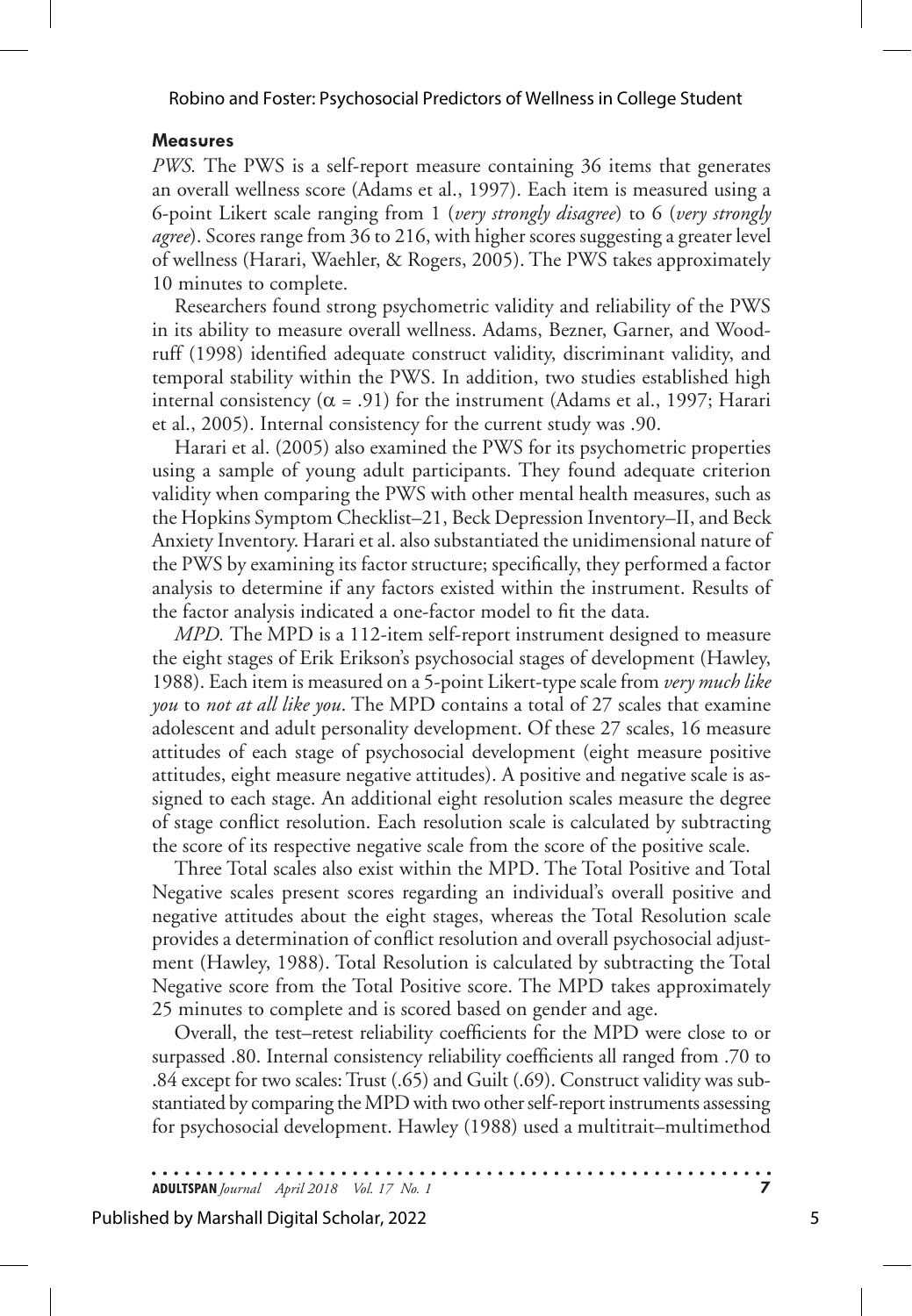### Measures

*PWS.* The PWS is a self-report measure containing 36 items that generates an overall wellness score (Adams et al., 1997). Each item is measured using a 6-point Likert scale ranging from 1 (*very strongly disagree*) to 6 (*very strongly agree*). Scores range from 36 to 216, with higher scores suggesting a greater level of wellness (Harari, Waehler, & Rogers, 2005). The PWS takes approximately 10 minutes to complete.

Researchers found strong psychometric validity and reliability of the PWS in its ability to measure overall wellness. Adams, Bezner, Garner, and Woodruff (1998) identified adequate construct validity, discriminant validity, and temporal stability within the PWS. In addition, two studies established high internal consistency ($\alpha$ = .91) for the instrument (Adams et al., 1997; Harari et al., 2005). Internal consistency for the current study was .90.

Harari et al. (2005) also examined the PWS for its psychometric properties using a sample of young adult participants. They found adequate criterion validity when comparing the PWS with other mental health measures, such as the Hopkins Symptom Checklist–21, Beck Depression Inventory–II, and Beck Anxiety Inventory. Harari et al. also substantiated the unidimensional nature of the PWS by examining its factor structure; specifically, they performed a factor analysis to determine if any factors existed within the instrument. Results of the factor analysis indicated a one-factor model to fit the data.

*MPD.* The MPD is a 112-item self-report instrument designed to measure the eight stages of Erik Erikson's psychosocial stages of development (Hawley, 1988). Each item is measured on a 5-point Likert-type scale from *very much like you* to *not at all like you*. The MPD contains a total of 27 scales that examine adolescent and adult personality development. Of these 27 scales, 16 measure attitudes of each stage of psychosocial development (eight measure positive attitudes, eight measure negative attitudes). A positive and negative scale is assigned to each stage. An additional eight resolution scales measure the degree of stage conflict resolution. Each resolution scale is calculated by subtracting the score of its respective negative scale from the score of the positive scale.

Three Total scales also exist within the MPD. The Total Positive and Total Negative scales present scores regarding an individual's overall positive and negative attitudes about the eight stages, whereas the Total Resolution scale provides a determination of conflict resolution and overall psychosocial adjustment (Hawley, 1988). Total Resolution is calculated by subtracting the Total Negative score from the Total Positive score. The MPD takes approximately 25 minutes to complete and is scored based on gender and age.

Overall, the test–retest reliability coefficients for the MPD were close to or surpassed .80. Internal consistency reliability coefficients all ranged from .70 to .84 except for two scales: Trust (.65) and Guilt (.69). Construct validity was substantiated by comparing the MPD with two other self-report instruments assessing for psychosocial development. Hawley (1988) used a multitrait–multimethod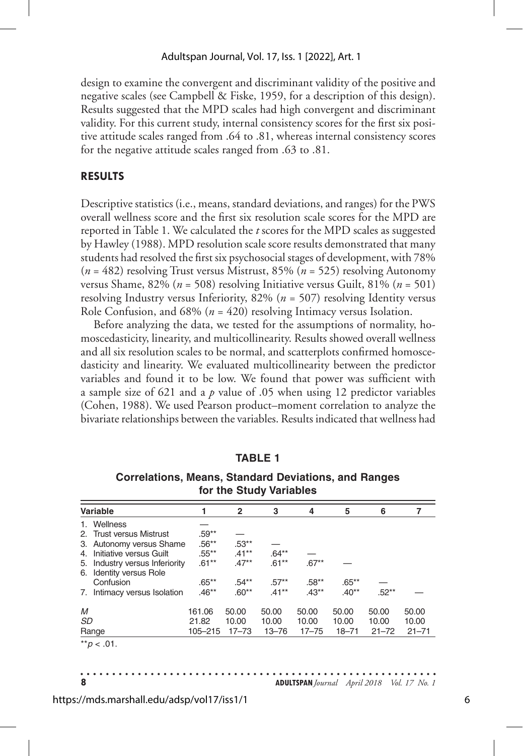design to examine the convergent and discriminant validity of the positive and negative scales (see Campbell & Fiske, 1959, for a description of this design). Results suggested that the MPD scales had high convergent and discriminant validity. For this current study, internal consistency scores for the first six positive attitude scales ranged from .64 to .81, whereas internal consistency scores for the negative attitude scales ranged from .63 to .81.

## RESULTS

Descriptive statistics (i.e., means, standard deviations, and ranges) for the PWS overall wellness score and the first six resolution scale scores for the MPD are reported in Table 1. We calculated the *t* scores for the MPD scales as suggested by Hawley (1988). MPD resolution scale score results demonstrated that many students had resolved the first six psychosocial stages of development, with 78% ($n$ = 482) resolving Trust versus Mistrust, 85% ($n$ = 525) resolving Autonomy versus Shame, 82% ($n$ = 508) resolving Initiative versus Guilt, 81% ($n$ = 501) resolving Industry versus Inferiority, 82% ($n$ = 507) resolving Identity versus Role Confusion, and 68% ($n$ = 420) resolving Intimacy versus Isolation.

Before analyzing the data, we tested for the assumptions of normality, homoscedasticity, linearity, and multicollinearity. Results showed overall wellness and all six resolution scales to be normal, and scatterplots confirmed homoscedasticity and linearity. We evaluated multicollinearity between the predictor variables and found it to be low. We found that power was sufficient with a sample size of 621 and a $p$ value of .05 when using 12 predictor variables (Cohen, 1988). We used Pearson product–moment correlation to analyze the bivariate relationships between the variables. Results indicated that wellness had

**TABLE 1**

**Correlations, Means, Standard Deviations, and Ranges for the Study Variables**

| Variable | 1 | 2 | 3 | 4 | 5 | 6 | 7 |
|---|---|---|---|---|---|---|---|
| 1. Wellness | — | | | | | | |
| 2. Trust versus Mistrust | .59** | — | | | | | |
| 3. Autonomy versus Shame | .56** | .53** | — | | | | |
| 4. Initiative versus Guilt | .55** | .41** | .64** | — | | | |
| 5. Industry versus Inferiority | .61** | .47** | .61** | .67** | — | | |
| 6. Identity versus Role Confusion | .65** | .54** | .57** | .58** | .65** | — | |
| 7. Intimacy versus Isolation | .46** | .60** | .41** | .43** | .40** | .52** | — |
| *M* | 161.06 | 50.00 | 50.00 | 50.00 | 50.00 | 50.00 | 50.00 |
| *SD* | 21.82 | 10.00 | 10.00 | 10.00 | 10.00 | 10.00 | 10.00 |
| Range | 105–215 | 17–73 | 13–76 | 17–75 | 18–71 | 21–72 | 21–71 |

**$p < .01$.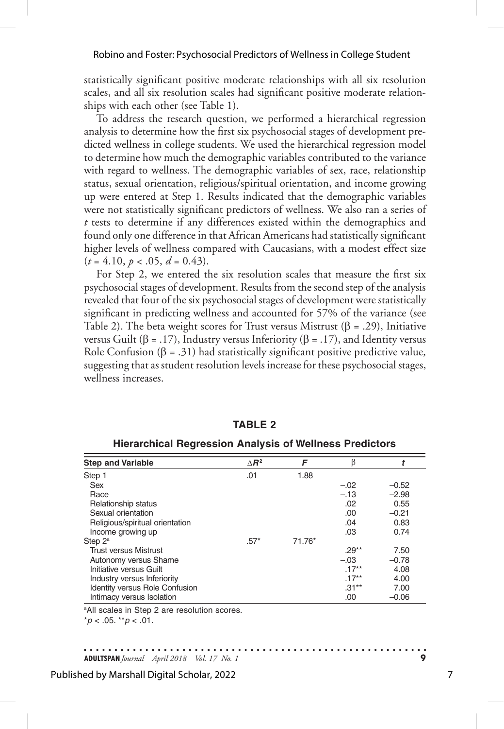statistically significant positive moderate relationships with all six resolution scales, and all six resolution scales had significant positive moderate relationships with each other (see Table 1).

To address the research question, we performed a hierarchical regression analysis to determine how the first six psychosocial stages of development predicted wellness in college students. We used the hierarchical regression model to determine how much the demographic variables contributed to the variance with regard to wellness. The demographic variables of sex, race, relationship status, sexual orientation, religious/spiritual orientation, and income growing up were entered at Step 1. Results indicated that the demographic variables were not statistically significant predictors of wellness. We also ran a series of *t* tests to determine if any differences existed within the demographics and found only one difference in that African Americans had statistically significant higher levels of wellness compared with Caucasians, with a modest effect size ($t = 4.10$, $p < .05$, $d = 0.43$).

For Step 2, we entered the six resolution scales that measure the first six psychosocial stages of development. Results from the second step of the analysis revealed that four of the six psychosocial stages of development were statistically significant in predicting wellness and accounted for 57% of the variance (see Table 2). The beta weight scores for Trust versus Mistrust ($\beta = .29$), Initiative versus Guilt ($\beta = .17$), Industry versus Inferiority ($\beta = .17$), and Identity versus Role Confusion ($\beta = .31$) had statistically significant positive predictive value, suggesting that as student resolution levels increase for these psychosocial stages, wellness increases.

**TABLE 2**

**Hierarchical Regression Analysis of Wellness Predictors**

| Step and Variable | $\Delta R^2$ | $F$ | $\beta$ | $t$ |
|---|---|---|---|---|
| Step 1 | .01 | 1.88 | | |
| Sex | | | –.02 | –0.52 |
| Race | | | –.13 | –2.98 |
| Relationship status | | | .02 | 0.55 |
| Sexual orientation | | | .00 | –0.21 |
| Religious/spiritual orientation | | | .04 | 0.83 |
| Income growing up | | | .03 | 0.74 |
| Step 2[a] | .57* | 71.76* | | |
| Trust versus Mistrust | | | .29** | 7.50 |
| Autonomy versus Shame | | | –.03 | –0.78 |
| Initiative versus Guilt | | | .17** | 4.08 |
| Industry versus Inferiority | | | .17** | 4.00 |
| Identity versus Role Confusion | | | .31** | 7.00 |
| Intimacy versus Isolation | | | .00 | –0.06 |

[a]All scales in Step 2 are resolution scores.
*$p < .05$. **$p < .01$.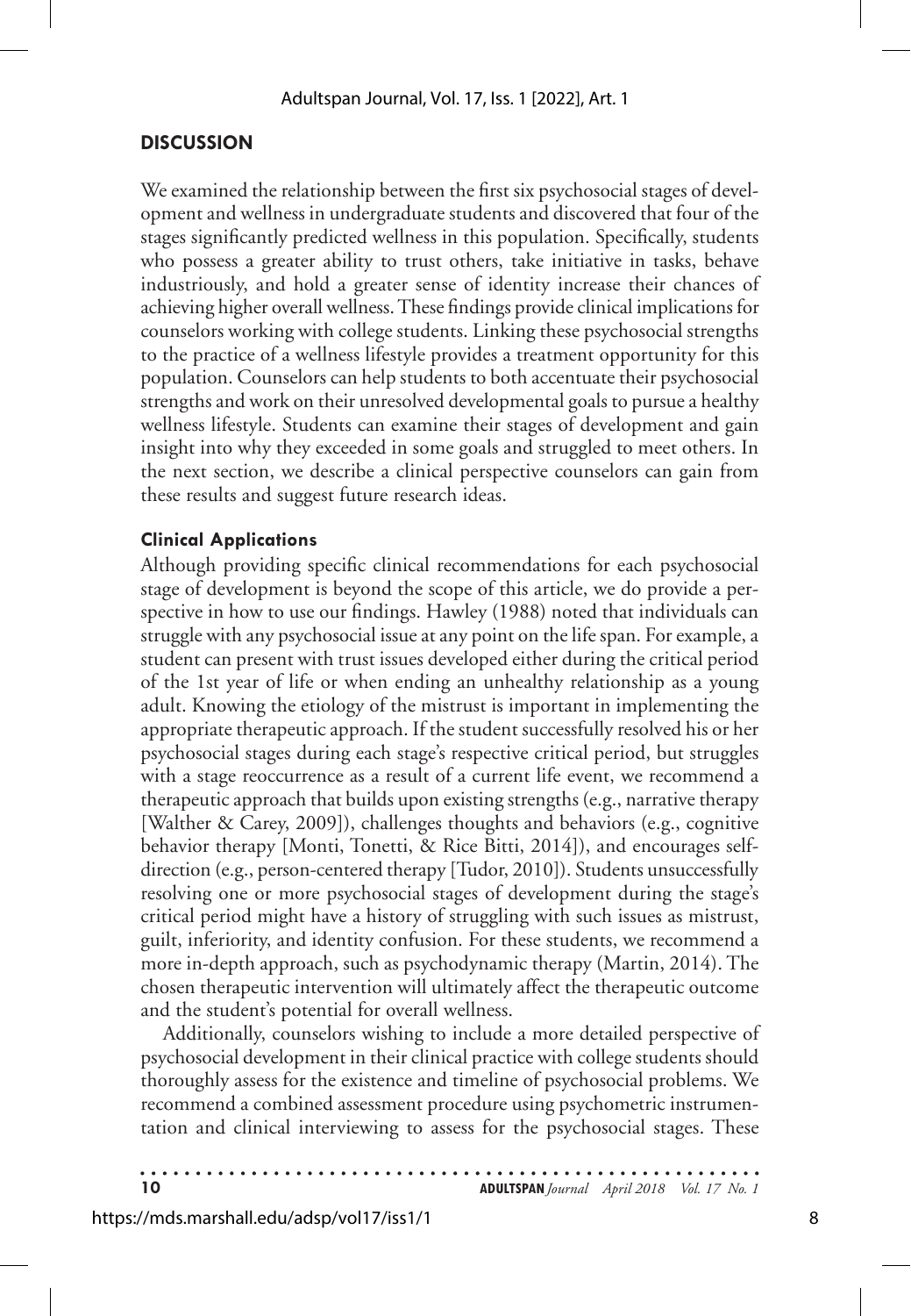## DISCUSSION

We examined the relationship between the first six psychosocial stages of development and wellness in undergraduate students and discovered that four of the stages significantly predicted wellness in this population. Specifically, students who possess a greater ability to trust others, take initiative in tasks, behave industriously, and hold a greater sense of identity increase their chances of achieving higher overall wellness. These findings provide clinical implications for counselors working with college students. Linking these psychosocial strengths to the practice of a wellness lifestyle provides a treatment opportunity for this population. Counselors can help students to both accentuate their psychosocial strengths and work on their unresolved developmental goals to pursue a healthy wellness lifestyle. Students can examine their stages of development and gain insight into why they exceeded in some goals and struggled to meet others. In the next section, we describe a clinical perspective counselors can gain from these results and suggest future research ideas.

### Clinical Applications

Although providing specific clinical recommendations for each psychosocial stage of development is beyond the scope of this article, we do provide a perspective in how to use our findings. Hawley (1988) noted that individuals can struggle with any psychosocial issue at any point on the life span. For example, a student can present with trust issues developed either during the critical period of the 1st year of life or when ending an unhealthy relationship as a young adult. Knowing the etiology of the mistrust is important in implementing the appropriate therapeutic approach. If the student successfully resolved his or her psychosocial stages during each stage's respective critical period, but struggles with a stage reoccurrence as a result of a current life event, we recommend a therapeutic approach that builds upon existing strengths (e.g., narrative therapy [Walther & Carey, 2009]), challenges thoughts and behaviors (e.g., cognitive behavior therapy [Monti, Tonetti, & Rice Bitti, 2014]), and encourages self-direction (e.g., person-centered therapy [Tudor, 2010]). Students unsuccessfully resolving one or more psychosocial stages of development during the stage's critical period might have a history of struggling with such issues as mistrust, guilt, inferiority, and identity confusion. For these students, we recommend a more in-depth approach, such as psychodynamic therapy (Martin, 2014). The chosen therapeutic intervention will ultimately affect the therapeutic outcome and the student's potential for overall wellness.

Additionally, counselors wishing to include a more detailed perspective of psychosocial development in their clinical practice with college students should thoroughly assess for the existence and timeline of psychosocial problems. We recommend a combined assessment procedure using psychometric instrumentation and clinical interviewing to assess for the psychosocial stages. These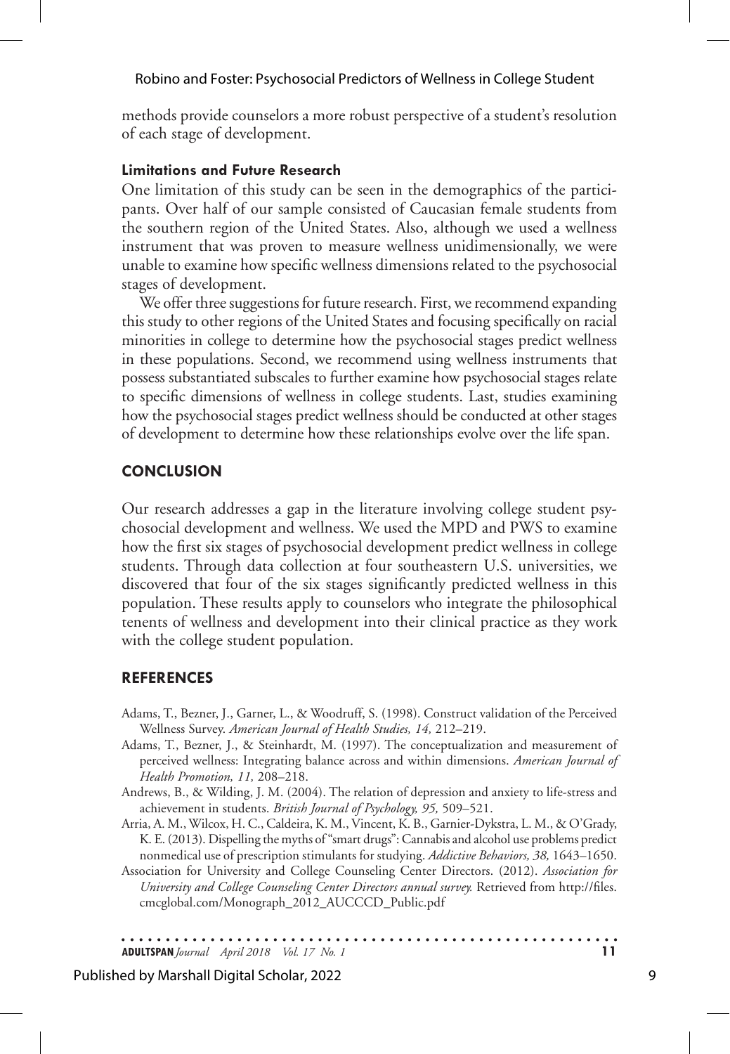methods provide counselors a more robust perspective of a student's resolution of each stage of development.

### Limitations and Future Research

One limitation of this study can be seen in the demographics of the participants. Over half of our sample consisted of Caucasian female students from the southern region of the United States. Also, although we used a wellness instrument that was proven to measure wellness unidimensionally, we were unable to examine how specific wellness dimensions related to the psychosocial stages of development.

We offer three suggestions for future research. First, we recommend expanding this study to other regions of the United States and focusing specifically on racial minorities in college to determine how the psychosocial stages predict wellness in these populations. Second, we recommend using wellness instruments that possess substantiated subscales to further examine how psychosocial stages relate to specific dimensions of wellness in college students. Last, studies examining how the psychosocial stages predict wellness should be conducted at other stages of development to determine how these relationships evolve over the life span.

## CONCLUSION

Our research addresses a gap in the literature involving college student psychosocial development and wellness. We used the MPD and PWS to examine how the first six stages of psychosocial development predict wellness in college students. Through data collection at four southeastern U.S. universities, we discovered that four of the six stages significantly predicted wellness in this population. These results apply to counselors who integrate the philosophical tenents of wellness and development into their clinical practice as they work with the college student population.

## REFERENCES

Adams, T., Bezner, J., Garner, L., & Woodruff, S. (1998). Construct validation of the Perceived Wellness Survey. *American Journal of Health Studies, 14,* 212–219.

Adams, T., Bezner, J., & Steinhardt, M. (1997). The conceptualization and measurement of perceived wellness: Integrating balance across and within dimensions. *American Journal of Health Promotion, 11,* 208–218.

Andrews, B., & Wilding, J. M. (2004). The relation of depression and anxiety to life-stress and achievement in students. *British Journal of Psychology, 95,* 509–521.

Arria, A. M., Wilcox, H. C., Caldeira, K. M., Vincent, K. B., Garnier-Dykstra, L. M., & O'Grady, K. E. (2013). Dispelling the myths of "smart drugs": Cannabis and alcohol use problems predict nonmedical use of prescription stimulants for studying. *Addictive Behaviors, 38,* 1643–1650.

Association for University and College Counseling Center Directors. (2012). *Association for University and College Counseling Center Directors annual survey.* Retrieved from http://files.cmcglobal.com/Monograph_2012_AUCCCD_Public.pdf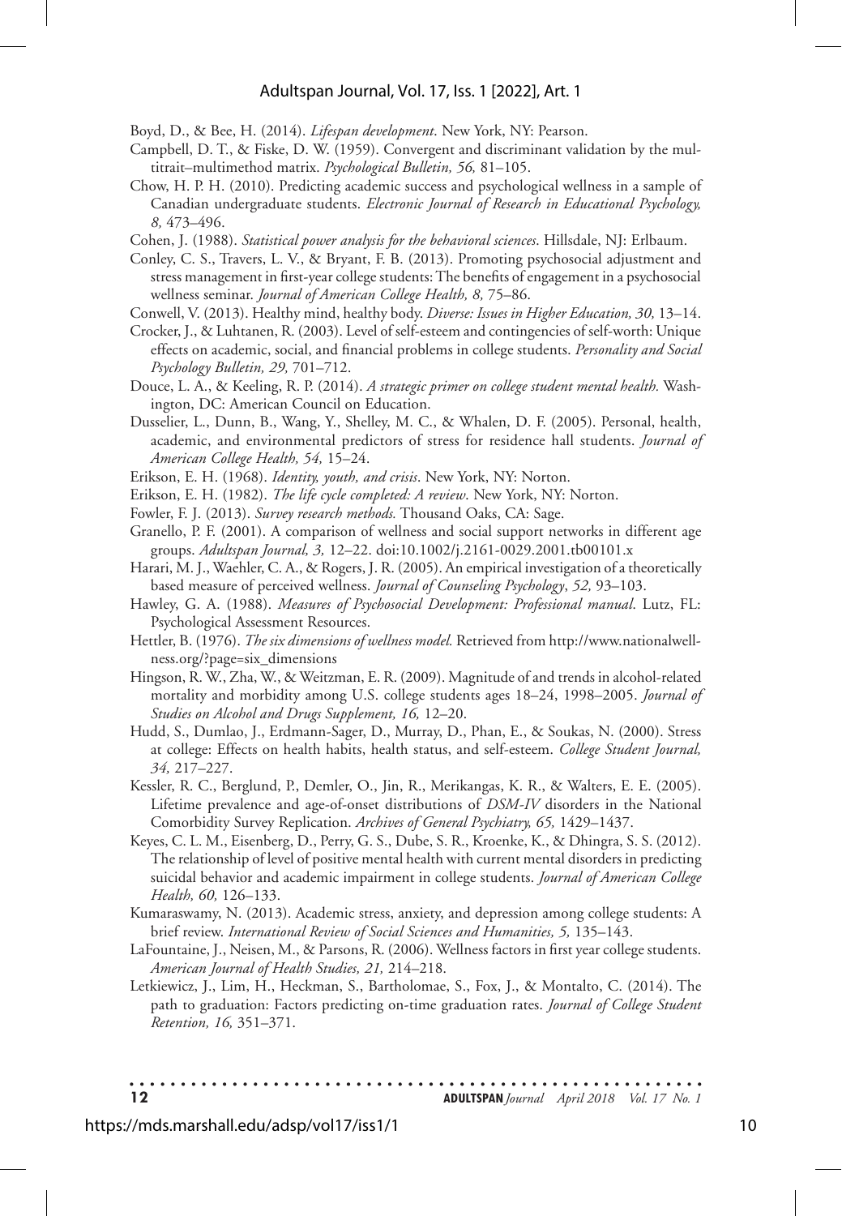Boyd, D., & Bee, H. (2014). *Lifespan development*. New York, NY: Pearson.

Campbell, D. T., & Fiske, D. W. (1959). Convergent and discriminant validation by the multitrait–multimethod matrix. *Psychological Bulletin, 56,* 81–105.

Chow, H. P. H. (2010). Predicting academic success and psychological wellness in a sample of Canadian undergraduate students. *Electronic Journal of Research in Educational Psychology, 8,* 473–496.

Cohen, J. (1988). *Statistical power analysis for the behavioral sciences*. Hillsdale, NJ: Erlbaum.

Conley, C. S., Travers, L. V., & Bryant, F. B. (2013). Promoting psychosocial adjustment and stress management in first-year college students: The benefits of engagement in a psychosocial wellness seminar. *Journal of American College Health, 8,* 75–86.

Conwell, V. (2013). Healthy mind, healthy body. *Diverse: Issues in Higher Education, 30,* 13–14.

Crocker, J., & Luhtanen, R. (2003). Level of self-esteem and contingencies of self-worth: Unique effects on academic, social, and financial problems in college students. *Personality and Social Psychology Bulletin, 29,* 701–712.

Douce, L. A., & Keeling, R. P. (2014). *A strategic primer on college student mental health.* Washington, DC: American Council on Education.

Dusselier, L., Dunn, B., Wang, Y., Shelley, M. C., & Whalen, D. F. (2005). Personal, health, academic, and environmental predictors of stress for residence hall students. *Journal of American College Health, 54,* 15–24.

Erikson, E. H. (1968). *Identity, youth, and crisis*. New York, NY: Norton.

Erikson, E. H. (1982). *The life cycle completed: A review*. New York, NY: Norton.

Fowler, F. J. (2013). *Survey research methods.* Thousand Oaks, CA: Sage.

Granello, P. F. (2001). A comparison of wellness and social support networks in different age groups. *Adultspan Journal, 3,* 12–22. doi:10.1002/j.2161-0029.2001.tb00101.x

Harari, M. J., Waehler, C. A., & Rogers, J. R. (2005). An empirical investigation of a theoretically based measure of perceived wellness. *Journal of Counseling Psychology*, *52,* 93–103.

Hawley, G. A. (1988). *Measures of Psychosocial Development: Professional manual*. Lutz, FL: Psychological Assessment Resources.

Hettler, B. (1976). *The six dimensions of wellness model.* Retrieved from http://www.nationalwellness.org/?page=six_dimensions

Hingson, R. W., Zha, W., & Weitzman, E. R. (2009). Magnitude of and trends in alcohol-related mortality and morbidity among U.S. college students ages 18–24, 1998–2005. *Journal of Studies on Alcohol and Drugs Supplement, 16,* 12–20.

Hudd, S., Dumlao, J., Erdmann-Sager, D., Murray, D., Phan, E., & Soukas, N. (2000). Stress at college: Effects on health habits, health status, and self-esteem. *College Student Journal, 34,* 217–227.

Kessler, R. C., Berglund, P., Demler, O., Jin, R., Merikangas, K. R., & Walters, E. E. (2005). Lifetime prevalence and age-of-onset distributions of *DSM-IV* disorders in the National Comorbidity Survey Replication. *Archives of General Psychiatry, 65,* 1429–1437.

Keyes, C. L. M., Eisenberg, D., Perry, G. S., Dube, S. R., Kroenke, K., & Dhingra, S. S. (2012). The relationship of level of positive mental health with current mental disorders in predicting suicidal behavior and academic impairment in college students. *Journal of American College Health, 60,* 126–133.

Kumaraswamy, N. (2013). Academic stress, anxiety, and depression among college students: A brief review. *International Review of Social Sciences and Humanities, 5,* 135–143.

LaFountaine, J., Neisen, M., & Parsons, R. (2006). Wellness factors in first year college students. *American Journal of Health Studies, 21,* 214–218.

Letkiewicz, J., Lim, H., Heckman, S., Bartholomae, S., Fox, J., & Montalto, C. (2014). The path to graduation: Factors predicting on-time graduation rates. *Journal of College Student Retention, 16,* 351–371.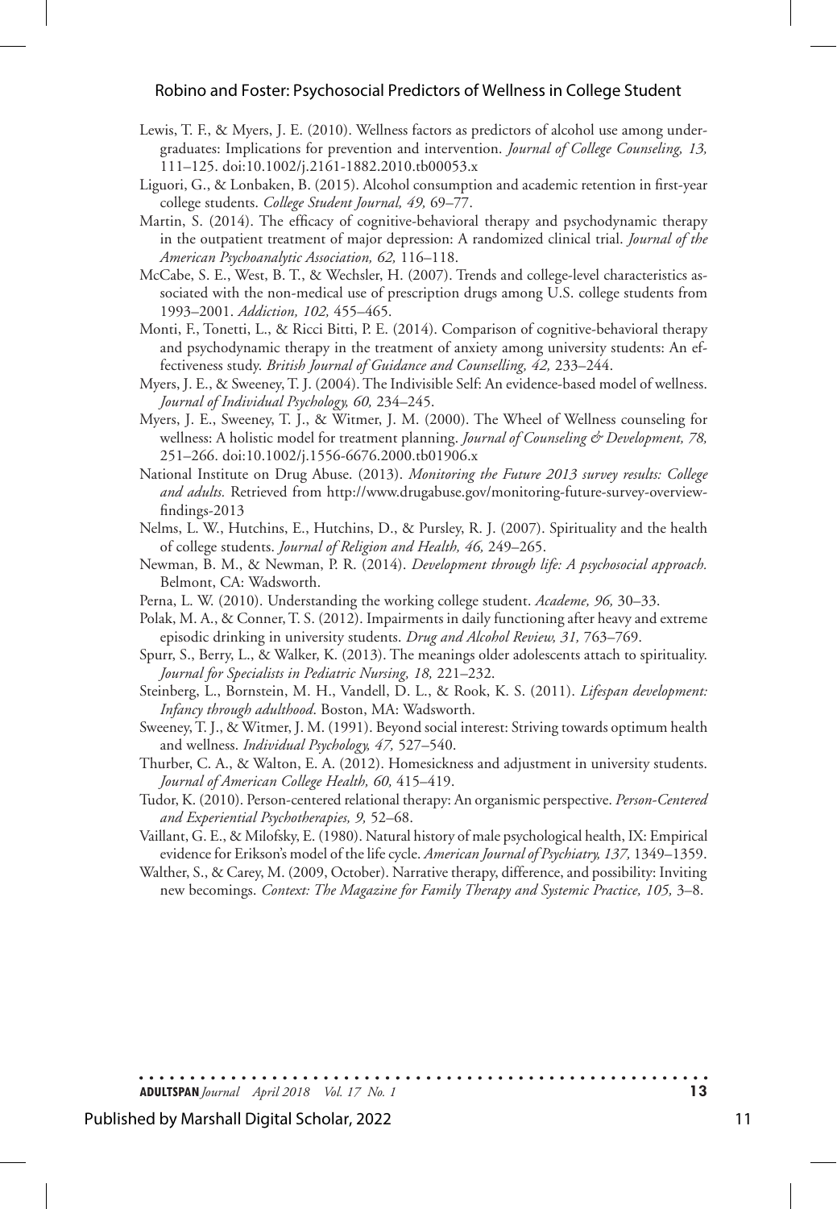Lewis, T. F., & Myers, J. E. (2010). Wellness factors as predictors of alcohol use among undergraduates: Implications for prevention and intervention. *Journal of College Counseling, 13,* 111–125. doi:10.1002/j.2161-1882.2010.tb00053.x

Liguori, G., & Lonbaken, B. (2015). Alcohol consumption and academic retention in first-year college students. *College Student Journal, 49,* 69–77.

Martin, S. (2014). The efficacy of cognitive-behavioral therapy and psychodynamic therapy in the outpatient treatment of major depression: A randomized clinical trial. *Journal of the American Psychoanalytic Association, 62,* 116–118.

McCabe, S. E., West, B. T., & Wechsler, H. (2007). Trends and college-level characteristics associated with the non-medical use of prescription drugs among U.S. college students from 1993–2001. *Addiction, 102,* 455–465.

Monti, F., Tonetti, L., & Ricci Bitti, P. E. (2014). Comparison of cognitive-behavioral therapy and psychodynamic therapy in the treatment of anxiety among university students: An effectiveness study. *British Journal of Guidance and Counselling, 42,* 233–244.

Myers, J. E., & Sweeney, T. J. (2004). The Indivisible Self: An evidence-based model of wellness. *Journal of Individual Psychology, 60,* 234–245.

Myers, J. E., Sweeney, T. J., & Witmer, J. M. (2000). The Wheel of Wellness counseling for wellness: A holistic model for treatment planning. *Journal of Counseling & Development, 78,* 251–266. doi:10.1002/j.1556-6676.2000.tb01906.x

National Institute on Drug Abuse. (2013). *Monitoring the Future 2013 survey results: College and adults.* Retrieved from http://www.drugabuse.gov/monitoring-future-survey-overview-findings-2013

Nelms, L. W., Hutchins, E., Hutchins, D., & Pursley, R. J. (2007). Spirituality and the health of college students. *Journal of Religion and Health, 46,* 249–265.

Newman, B. M., & Newman, P. R. (2014). *Development through life: A psychosocial approach.* Belmont, CA: Wadsworth.

Perna, L. W. (2010). Understanding the working college student. *Academe, 96,* 30–33.

Polak, M. A., & Conner, T. S. (2012). Impairments in daily functioning after heavy and extreme episodic drinking in university students. *Drug and Alcohol Review, 31,* 763–769.

Spurr, S., Berry, L., & Walker, K. (2013). The meanings older adolescents attach to spirituality. *Journal for Specialists in Pediatric Nursing, 18,* 221–232.

Steinberg, L., Bornstein, M. H., Vandell, D. L., & Rook, K. S. (2011). *Lifespan development: Infancy through adulthood*. Boston, MA: Wadsworth.

Sweeney, T. J., & Witmer, J. M. (1991). Beyond social interest: Striving towards optimum health and wellness. *Individual Psychology, 47,* 527–540.

Thurber, C. A., & Walton, E. A. (2012). Homesickness and adjustment in university students. *Journal of American College Health, 60,* 415–419.

Tudor, K. (2010). Person-centered relational therapy: An organismic perspective. *Person-Centered and Experiential Psychotherapies, 9,* 52–68.

Vaillant, G. E., & Milofsky, E. (1980). Natural history of male psychological health, IX: Empirical evidence for Erikson's model of the life cycle. *American Journal of Psychiatry, 137,* 1349–1359.

Walther, S., & Carey, M. (2009, October). Narrative therapy, difference, and possibility: Inviting new becomings. *Context: The Magazine for Family Therapy and Systemic Practice, 105,* 3–8.